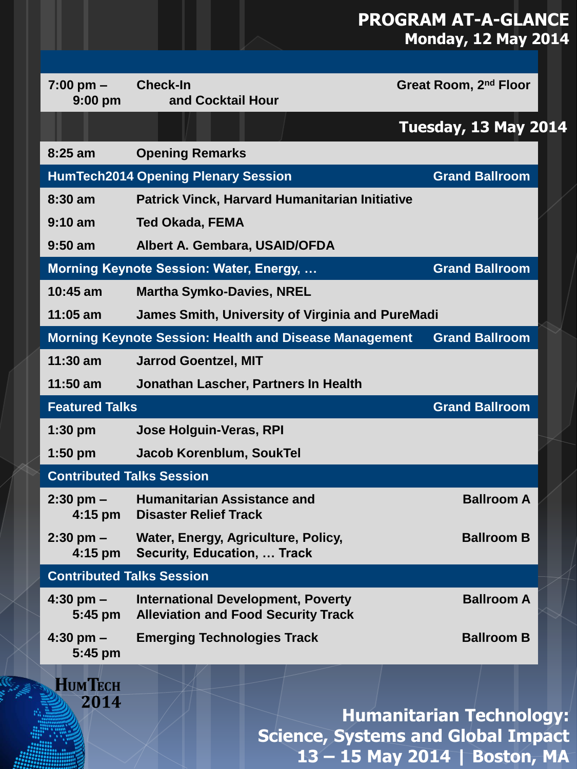# PROGRAM AT-A-GLANCE

## Monday, 12 May 2014

| | | |
|---|---|---|
| 7:00 pm – 9:00 pm | Check-In and Cocktail Hour | Great Room, 2nd Floor |

## Tuesday, 13 May 2014

| | | |
|---|---|---|
| 8:25 am | Opening Remarks | |
| **HumTech2014 Opening Plenary Session** | | **Grand Ballroom** |
| 8:30 am | Patrick Vinck, Harvard Humanitarian Initiative | |
| 9:10 am | Ted Okada, FEMA | |
| 9:50 am | Albert A. Gembara, USAID/OFDA | |
| **Morning Keynote Session: Water, Energy, …** | | **Grand Ballroom** |
| 10:45 am | Martha Symko-Davies, NREL | |
| 11:05 am | James Smith, University of Virginia and PureMadi | |
| **Morning Keynote Session: Health and Disease Management** | | **Grand Ballroom** |
| 11:30 am | Jarrod Goentzel, MIT | |
| 11:50 am | Jonathan Lascher, Partners In Health | |
| **Featured Talks** | | **Grand Ballroom** |
| 1:30 pm | Jose Holguin-Veras, RPI | |
| 1:50 pm | Jacob Korenblum, SoukTel | |
| **Contributed Talks Session** | | |
| 2:30 pm – 4:15 pm | Humanitarian Assistance and Disaster Relief Track | Ballroom A |
| 2:30 pm – 4:15 pm | Water, Energy, Agriculture, Policy, Security, Education, … Track | Ballroom B |
| **Contributed Talks Session** | | |
| 4:30 pm – 5:45 pm | International Development, Poverty Alleviation and Food Security Track | Ballroom A |
| 4:30 pm – 5:45 pm | Emerging Technologies Track | Ballroom B |

HumTech 2014

**Humanitarian Technology: Science, Systems and Global Impact**
**13 – 15 May 2014 | Boston, MA**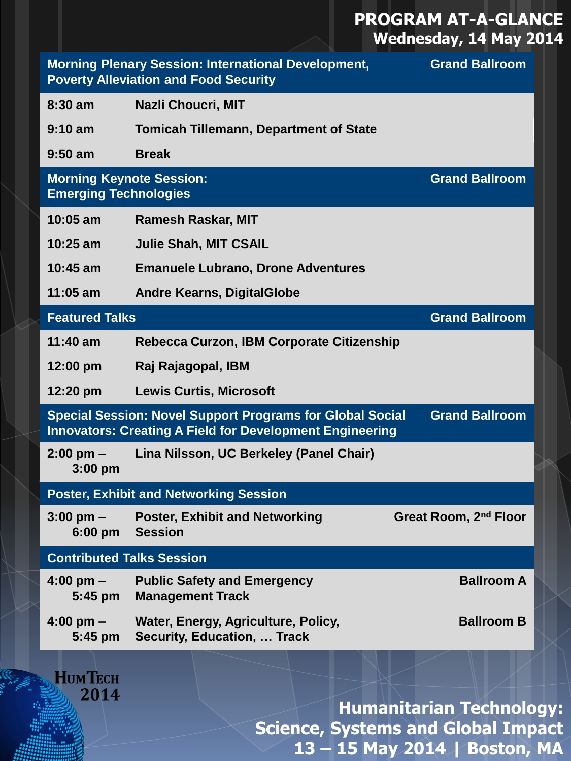# PROGRAM AT-A-GLANCE

## Wednesday, 14 May 2014

| Time | Session | Location |
| --- | --- | --- |
| **Morning Plenary Session: International Development, Poverty Alleviation and Food Security** | | **Grand Ballroom** |
| 8:30 am | Nazli Choucri, MIT | |
| 9:10 am | Tomicah Tillemann, Department of State | |
| 9:50 am | Break | |
| **Morning Keynote Session: Emerging Technologies** | | **Grand Ballroom** |
| 10:05 am | Ramesh Raskar, MIT | |
| 10:25 am | Julie Shah, MIT CSAIL | |
| 10:45 am | Emanuele Lubrano, Drone Adventures | |
| 11:05 am | Andre Kearns, DigitalGlobe | |
| **Featured Talks** | | **Grand Ballroom** |
| 11:40 am | Rebecca Curzon, IBM Corporate Citizenship | |
| 12:00 pm | Raj Rajagopal, IBM | |
| 12:20 pm | Lewis Curtis, Microsoft | |
| **Special Session: Novel Support Programs for Global Social Innovators: Creating A Field for Development Engineering** | | **Grand Ballroom** |
| 2:00 pm – 3:00 pm | Lina Nilsson, UC Berkeley (Panel Chair) | |
| **Poster, Exhibit and Networking Session** | | |
| 3:00 pm – 6:00 pm | Poster, Exhibit and Networking Session | Great Room, 2nd Floor |
| **Contributed Talks Session** | | |
| 4:00 pm – 5:45 pm | Public Safety and Emergency Management Track | Ballroom A |
| 4:00 pm – 5:45 pm | Water, Energy, Agriculture, Policy, Security, Education, … Track | Ballroom B |

HUMTECH 2014

**Humanitarian Technology: Science, Systems and Global Impact**
**13 – 15 May 2014 | Boston, MA**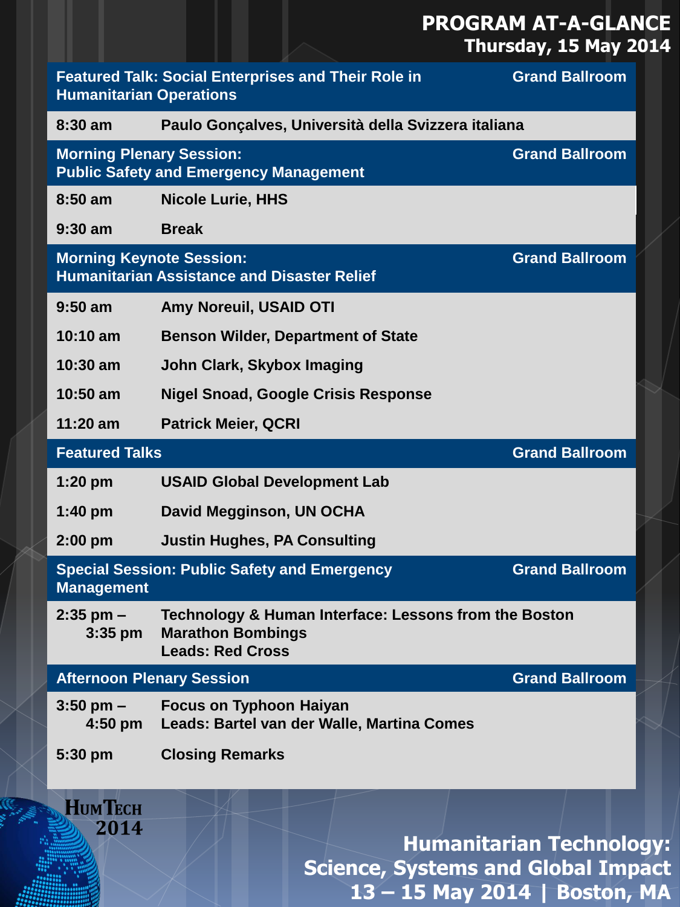# PROGRAM AT-A-GLANCE

## Thursday, 15 May 2014

| | | |
|---|---|---|
| **Featured Talk: Social Enterprises and Their Role in Humanitarian Operations** | | **Grand Ballroom** |
| 8:30 am | Paulo Gonçalves, Università della Svizzera italiana | |
| **Morning Plenary Session: Public Safety and Emergency Management** | | **Grand Ballroom** |
| 8:50 am | Nicole Lurie, HHS | |
| 9:30 am | Break | |
| **Morning Keynote Session: Humanitarian Assistance and Disaster Relief** | | **Grand Ballroom** |
| 9:50 am | Amy Noreuil, USAID OTI | |
| 10:10 am | Benson Wilder, Department of State | |
| 10:30 am | John Clark, Skybox Imaging | |
| 10:50 am | Nigel Snoad, Google Crisis Response | |
| 11:20 am | Patrick Meier, QCRI | |
| **Featured Talks** | | **Grand Ballroom** |
| 1:20 pm | USAID Global Development Lab | |
| 1:40 pm | David Megginson, UN OCHA | |
| 2:00 pm | Justin Hughes, PA Consulting | |
| **Special Session: Public Safety and Emergency Management** | | **Grand Ballroom** |
| 2:35 pm – 3:35 pm | Technology & Human Interface: Lessons from the Boston Marathon Bombings<br>Leads: Red Cross | |
| **Afternoon Plenary Session** | | **Grand Ballroom** |
| 3:50 pm – 4:50 pm | Focus on Typhoon Haiyan<br>Leads: Bartel van der Walle, Martina Comes | |
| 5:30 pm | Closing Remarks | |

HumTech 2014

**Humanitarian Technology: Science, Systems and Global Impact**
**13 – 15 May 2014 | Boston, MA**